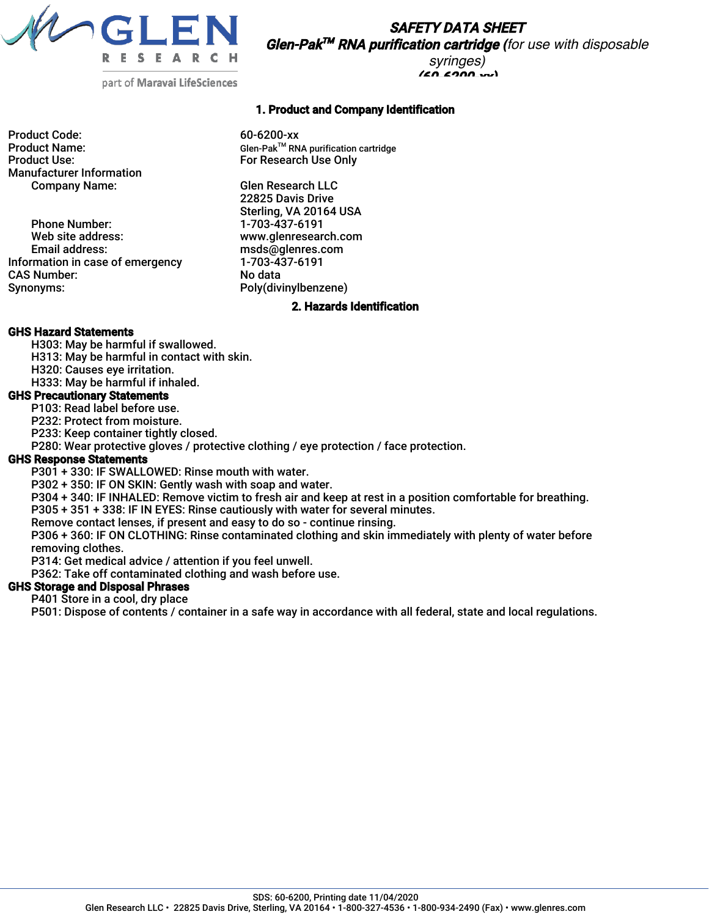# SAFETY DATA SHEET

## *Glen-Pak™ RNA purification cartridge (for use with disposable syringes)* *(60-6200-xx)*

## 1. Product and Company Identification

| | |
|---|---|
| Product Code: | 60-6200-xx |
| Product Name: | Glen-Pak™ RNA purification cartridge |
| Product Use: | For Research Use Only |
| Manufacturer Information | |
| Company Name: | Glen Research LLC<br>22825 Davis Drive<br>Sterling, VA 20164 USA |
| Phone Number: | 1-703-437-6191 |
| Web site address: | www.glenresearch.com |
| Email address: | msds@glenres.com |
| Information in case of emergency | 1-703-437-6191 |
| CAS Number: | No data |
| Synonyms: | Poly(divinylbenzene) |

## 2. Hazards Identification

**GHS Hazard Statements**

- H303: May be harmful if swallowed.
- H313: May be harmful in contact with skin.
- H320: Causes eye irritation.
- H333: May be harmful if inhaled.

**GHS Precautionary Statements**

- P103: Read label before use.
- P232: Protect from moisture.
- P233: Keep container tightly closed.
- P280: Wear protective gloves / protective clothing / eye protection / face protection.

**GHS Response Statements**

- P301 + 330: IF SWALLOWED: Rinse mouth with water.
- P302 + 350: IF ON SKIN: Gently wash with soap and water.
- P304 + 340: IF INHALED: Remove victim to fresh air and keep at rest in a position comfortable for breathing.
- P305 + 351 + 338: IF IN EYES: Rinse cautiously with water for several minutes. Remove contact lenses, if present and easy to do so - continue rinsing.
- P306 + 360: IF ON CLOTHING: Rinse contaminated clothing and skin immediately with plenty of water before removing clothes.
- P314: Get medical advice / attention if you feel unwell.
- P362: Take off contaminated clothing and wash before use.

**GHS Storage and Disposal Phrases**

- P401 Store in a cool, dry place
- P501: Dispose of contents / container in a safe way in accordance with all federal, state and local regulations.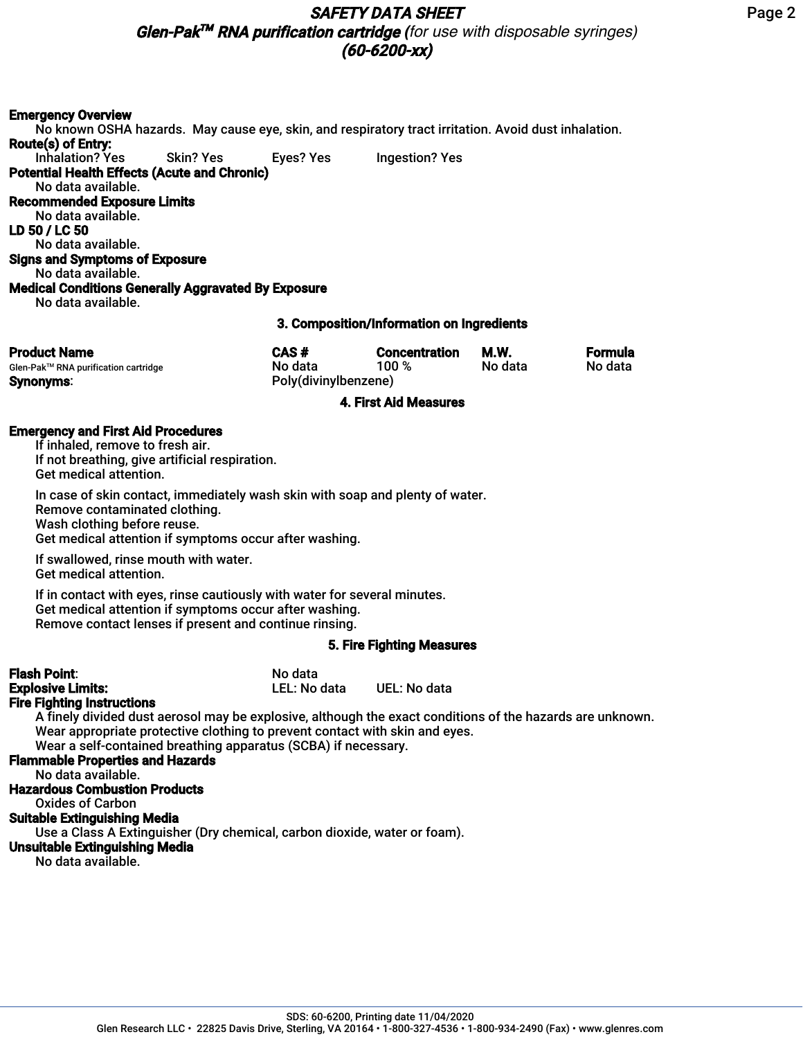**Emergency Overview**

No known OSHA hazards. May cause eye, skin, and respiratory tract irritation. Avoid dust inhalation.

**Route(s) of Entry:**

Inhalation? Yes     Skin? Yes     Eyes? Yes     Ingestion? Yes

**Potential Health Effects (Acute and Chronic)**

No data available.

**Recommended Exposure Limits**

No data available.

**LD 50 / LC 50**

No data available.

**Signs and Symptoms of Exposure**

No data available.

**Medical Conditions Generally Aggravated By Exposure**

No data available.

## 3. Composition/Information on Ingredients

| Product Name | CAS # | Concentration | M.W. | Formula |
|---|---|---|---|---|
| Glen-Pak™ RNA purification cartridge | No data | 100 % | No data | No data |
| **Synonyms**: | Poly(divinylbenzene) | | | |

## 4. First Aid Measures

**Emergency and First Aid Procedures**

If inhaled, remove to fresh air.
If not breathing, give artificial respiration.
Get medical attention.

In case of skin contact, immediately wash skin with soap and plenty of water.
Remove contaminated clothing.
Wash clothing before reuse.
Get medical attention if symptoms occur after washing.

If swallowed, rinse mouth with water.
Get medical attention.

If in contact with eyes, rinse cautiously with water for several minutes.
Get medical attention if symptoms occur after washing.
Remove contact lenses if present and continue rinsing.

## 5. Fire Fighting Measures

**Flash Point**: No data

**Explosive Limits:** LEL: No data     UEL: No data

**Fire Fighting Instructions**

A finely divided dust aerosol may be explosive, although the exact conditions of the hazards are unknown.
Wear appropriate protective clothing to prevent contact with skin and eyes.
Wear a self-contained breathing apparatus (SCBA) if necessary.

**Flammable Properties and Hazards**

No data available.

**Hazardous Combustion Products**

Oxides of Carbon

**Suitable Extinguishing Media**

Use a Class A Extinguisher (Dry chemical, carbon dioxide, water or foam).

**Unsuitable Extinguishing Media**

No data available.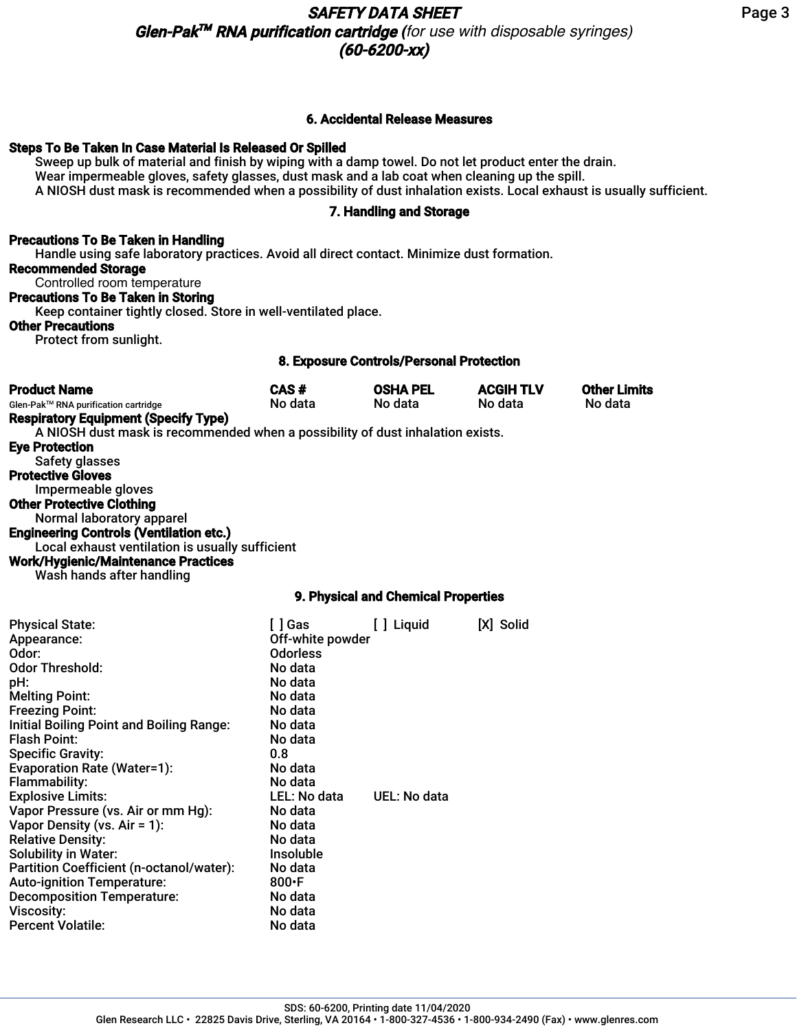## 6. Accidental Release Measures

**Steps To Be Taken In Case Material Is Released Or Spilled**

Sweep up bulk of material and finish by wiping with a damp towel. Do not let product enter the drain.
Wear impermeable gloves, safety glasses, dust mask and a lab coat when cleaning up the spill.
A NIOSH dust mask is recommended when a possibility of dust inhalation exists. Local exhaust is usually sufficient.

## 7. Handling and Storage

**Precautions To Be Taken in Handling**

Handle using safe laboratory practices. Avoid all direct contact. Minimize dust formation.

**Recommended Storage**

Controlled room temperature

**Precautions To Be Taken in Storing**

Keep container tightly closed. Store in well-ventilated place.

**Other Precautions**

Protect from sunlight.

## 8. Exposure Controls/Personal Protection

| Product Name | CAS # | OSHA PEL | ACGIH TLV | Other Limits |
|---|---|---|---|---|
| Glen-Pak™ RNA purification cartridge | No data | No data | No data | No data |

**Respiratory Equipment (Specify Type)**

A NIOSH dust mask is recommended when a possibility of dust inhalation exists.

**Eye Protection**

Safety glasses

**Protective Gloves**

Impermeable gloves

**Other Protective Clothing**

Normal laboratory apparel

**Engineering Controls (Ventilation etc.)**

Local exhaust ventilation is usually sufficient

**Work/Hygienic/Maintenance Practices**

Wash hands after handling

## 9. Physical and Chemical Properties

| | | | |
|---|---|---|---|
| Physical State: | [ ] Gas | [ ] Liquid | [X] Solid |
| Appearance: | Off-white powder | | |
| Odor: | Odorless | | |
| Odor Threshold: | No data | | |
| pH: | No data | | |
| Melting Point: | No data | | |
| Freezing Point: | No data | | |
| Initial Boiling Point and Boiling Range: | No data | | |
| Flash Point: | No data | | |
| Specific Gravity: | 0.8 | | |
| Evaporation Rate (Water=1): | No data | | |
| Flammability: | No data | | |
| Explosive Limits: | LEL: No data | UEL: No data | |
| Vapor Pressure (vs. Air or mm Hg): | No data | | |
| Vapor Density (vs. Air = 1): | No data | | |
| Relative Density: | No data | | |
| Solubility in Water: | Insoluble | | |
| Partition Coefficient (n-octanol/water): | No data | | |
| Auto-ignition Temperature: | 800•F | | |
| Decomposition Temperature: | No data | | |
| Viscosity: | No data | | |
| Percent Volatile: | No data | | |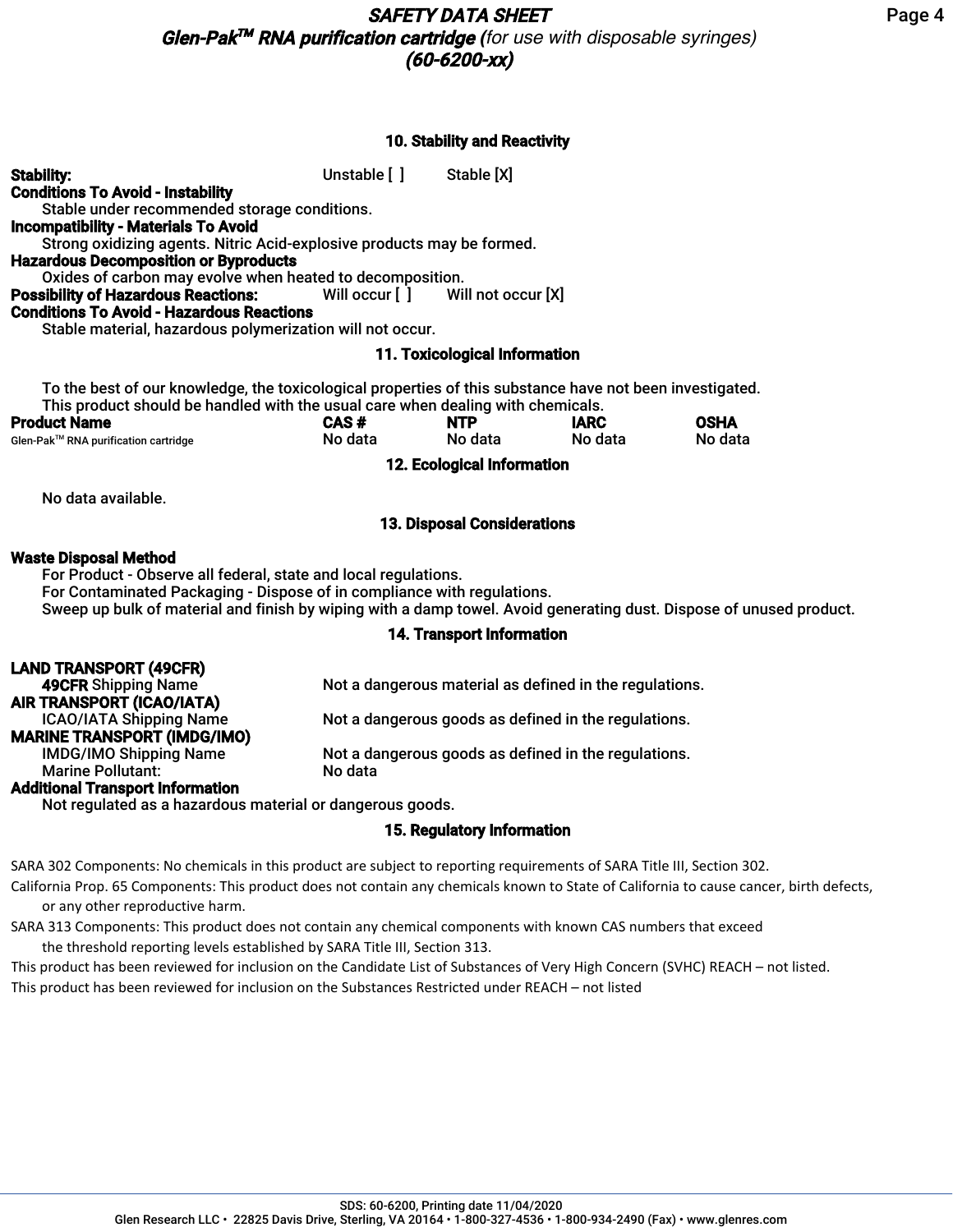## 10. Stability and Reactivity

**Stability:** Unstable [ ] Stable [X]

**Conditions To Avoid - Instability**

Stable under recommended storage conditions.

**Incompatibility - Materials To Avoid**

Strong oxidizing agents. Nitric Acid-explosive products may be formed.

**Hazardous Decomposition or Byproducts**

Oxides of carbon may evolve when heated to decomposition.

**Possibility of Hazardous Reactions:** Will occur [ ] Will not occur [X]

**Conditions To Avoid - Hazardous Reactions**

Stable material, hazardous polymerization will not occur.

## 11. Toxicological Information

To the best of our knowledge, the toxicological properties of this substance have not been investigated.
This product should be handled with the usual care when dealing with chemicals.

| Product Name | CAS # | NTP | IARC | OSHA |
|---|---|---|---|---|
| Glen-Pak™ RNA purification cartridge | No data | No data | No data | No data |

## 12. Ecological Information

No data available.

## 13. Disposal Considerations

**Waste Disposal Method**

For Product - Observe all federal, state and local regulations.
For Contaminated Packaging - Dispose of in compliance with regulations.
Sweep up bulk of material and finish by wiping with a damp towel. Avoid generating dust. Dispose of unused product.

## 14. Transport Information

**LAND TRANSPORT (49CFR)**

**49CFR** Shipping Name: Not a dangerous material as defined in the regulations.

**AIR TRANSPORT (ICAO/IATA)**

ICAO/IATA Shipping Name: Not a dangerous goods as defined in the regulations.

**MARINE TRANSPORT (IMDG/IMO)**

IMDG/IMO Shipping Name: Not a dangerous goods as defined in the regulations.
Marine Pollutant: No data

**Additional Transport Information**

Not regulated as a hazardous material or dangerous goods.

## 15. Regulatory Information

SARA 302 Components: No chemicals in this product are subject to reporting requirements of SARA Title III, Section 302.

California Prop. 65 Components: This product does not contain any chemicals known to State of California to cause cancer, birth defects, or any other reproductive harm.

SARA 313 Components: This product does not contain any chemical components with known CAS numbers that exceed the threshold reporting levels established by SARA Title III, Section 313.

This product has been reviewed for inclusion on the Candidate List of Substances of Very High Concern (SVHC) REACH – not listed.

This product has been reviewed for inclusion on the Substances Restricted under REACH – not listed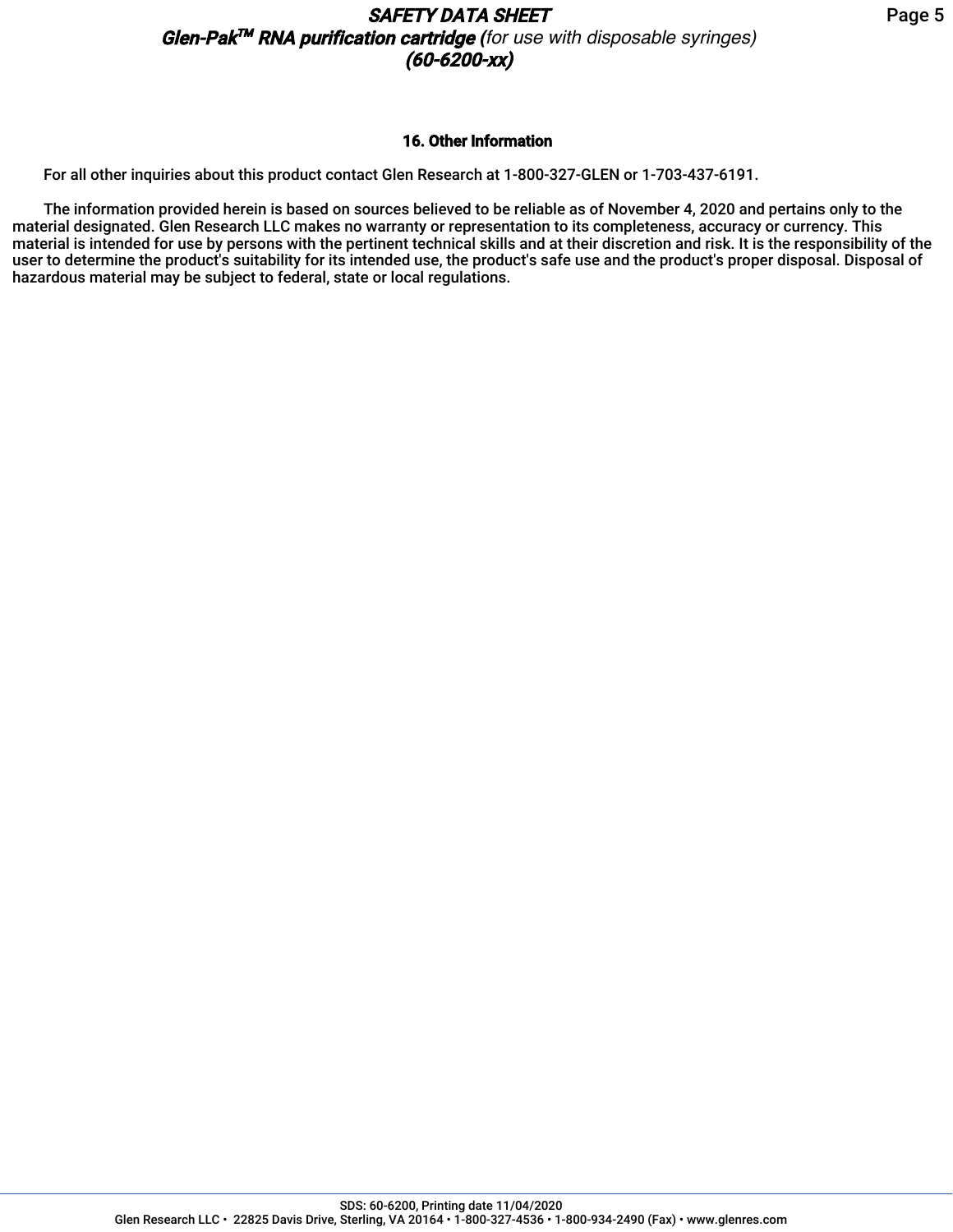## 16. Other Information

For all other inquiries about this product contact Glen Research at 1-800-327-GLEN or 1-703-437-6191.

The information provided herein is based on sources believed to be reliable as of November 4, 2020 and pertains only to the material designated. Glen Research LLC makes no warranty or representation to its completeness, accuracy or currency. This material is intended for use by persons with the pertinent technical skills and at their discretion and risk. It is the responsibility of the user to determine the product's suitability for its intended use, the product's safe use and the product's proper disposal. Disposal of hazardous material may be subject to federal, state or local regulations.